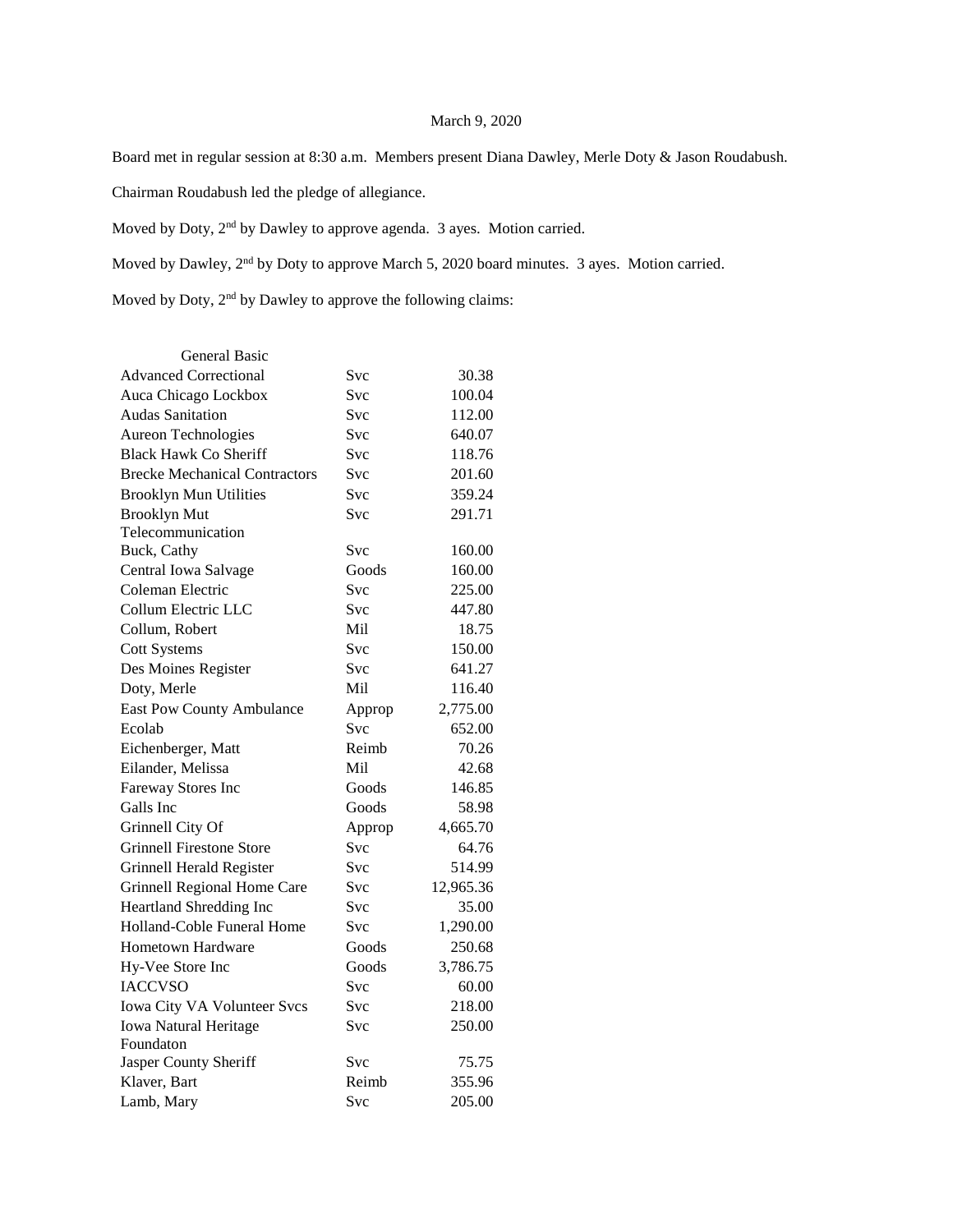March 9, 2020

Board met in regular session at 8:30 a.m. Members present Diana Dawley, Merle Doty & Jason Roudabush.

Chairman Roudabush led the pledge of allegiance.

Moved by Doty, 2nd by Dawley to approve agenda. 3 ayes. Motion carried.

Moved by Dawley, 2nd by Doty to approve March 5, 2020 board minutes. 3 ayes. Motion carried.

Moved by Doty, 2nd by Dawley to approve the following claims:

| General Basic | | |
|---|---|---|
| Advanced Correctional | Svc | 30.38 |
| Auca Chicago Lockbox | Svc | 100.04 |
| Audas Sanitation | Svc | 112.00 |
| Aureon Technologies | Svc | 640.07 |
| Black Hawk Co Sheriff | Svc | 118.76 |
| Brecke Mechanical Contractors | Svc | 201.60 |
| Brooklyn Mun Utilities | Svc | 359.24 |
| Brooklyn Mut Telecommunication | Svc | 291.71 |
| Buck, Cathy | Svc | 160.00 |
| Central Iowa Salvage | Goods | 160.00 |
| Coleman Electric | Svc | 225.00 |
| Collum Electric LLC | Svc | 447.80 |
| Collum, Robert | Mil | 18.75 |
| Cott Systems | Svc | 150.00 |
| Des Moines Register | Svc | 641.27 |
| Doty, Merle | Mil | 116.40 |
| East Pow County Ambulance | Approp | 2,775.00 |
| Ecolab | Svc | 652.00 |
| Eichenberger, Matt | Reimb | 70.26 |
| Eilander, Melissa | Mil | 42.68 |
| Fareway Stores Inc | Goods | 146.85 |
| Galls Inc | Goods | 58.98 |
| Grinnell City Of | Approp | 4,665.70 |
| Grinnell Firestone Store | Svc | 64.76 |
| Grinnell Herald Register | Svc | 514.99 |
| Grinnell Regional Home Care | Svc | 12,965.36 |
| Heartland Shredding Inc | Svc | 35.00 |
| Holland-Coble Funeral Home | Svc | 1,290.00 |
| Hometown Hardware | Goods | 250.68 |
| Hy-Vee Store Inc | Goods | 3,786.75 |
| IACCVSO | Svc | 60.00 |
| Iowa City VA Volunteer Svcs | Svc | 218.00 |
| Iowa Natural Heritage Foundaton | Svc | 250.00 |
| Jasper County Sheriff | Svc | 75.75 |
| Klaver, Bart | Reimb | 355.96 |
| Lamb, Mary | Svc | 205.00 |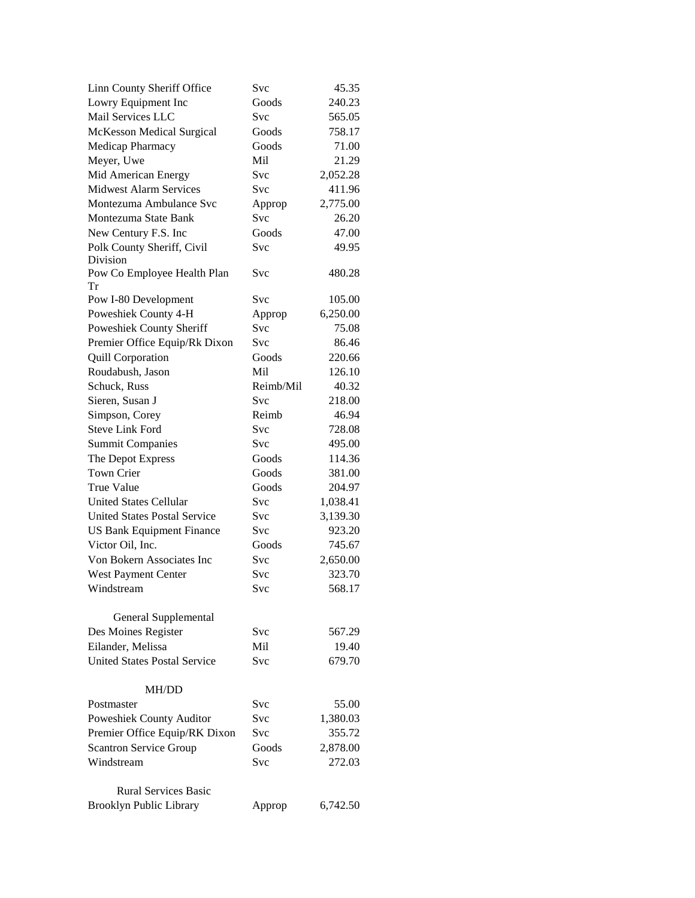| | | |
|---|---|---|
| Linn County Sheriff Office | Svc | 45.35 |
| Lowry Equipment Inc | Goods | 240.23 |
| Mail Services LLC | Svc | 565.05 |
| McKesson Medical Surgical | Goods | 758.17 |
| Medicap Pharmacy | Goods | 71.00 |
| Meyer, Uwe | Mil | 21.29 |
| Mid American Energy | Svc | 2,052.28 |
| Midwest Alarm Services | Svc | 411.96 |
| Montezuma Ambulance Svc | Approp | 2,775.00 |
| Montezuma State Bank | Svc | 26.20 |
| New Century F.S. Inc | Goods | 47.00 |
| Polk County Sheriff, Civil Division | Svc | 49.95 |
| Pow Co Employee Health Plan Tr | Svc | 480.28 |
| Pow I-80 Development | Svc | 105.00 |
| Poweshiek County 4-H | Approp | 6,250.00 |
| Poweshiek County Sheriff | Svc | 75.08 |
| Premier Office Equip/Rk Dixon | Svc | 86.46 |
| Quill Corporation | Goods | 220.66 |
| Roudabush, Jason | Mil | 126.10 |
| Schuck, Russ | Reimb/Mil | 40.32 |
| Sieren, Susan J | Svc | 218.00 |
| Simpson, Corey | Reimb | 46.94 |
| Steve Link Ford | Svc | 728.08 |
| Summit Companies | Svc | 495.00 |
| The Depot Express | Goods | 114.36 |
| Town Crier | Goods | 381.00 |
| True Value | Goods | 204.97 |
| United States Cellular | Svc | 1,038.41 |
| United States Postal Service | Svc | 3,139.30 |
| US Bank Equipment Finance | Svc | 923.20 |
| Victor Oil, Inc. | Goods | 745.67 |
| Von Bokern Associates Inc | Svc | 2,650.00 |
| West Payment Center | Svc | 323.70 |
| Windstream | Svc | 568.17 |
| | | |
| **General Supplemental** | | |
| Des Moines Register | Svc | 567.29 |
| Eilander, Melissa | Mil | 19.40 |
| United States Postal Service | Svc | 679.70 |
| | | |
| **MH/DD** | | |
| Postmaster | Svc | 55.00 |
| Poweshiek County Auditor | Svc | 1,380.03 |
| Premier Office Equip/RK Dixon | Svc | 355.72 |
| Scantron Service Group | Goods | 2,878.00 |
| Windstream | Svc | 272.03 |
| | | |
| **Rural Services Basic** | | |
| Brooklyn Public Library | Approp | 6,742.50 |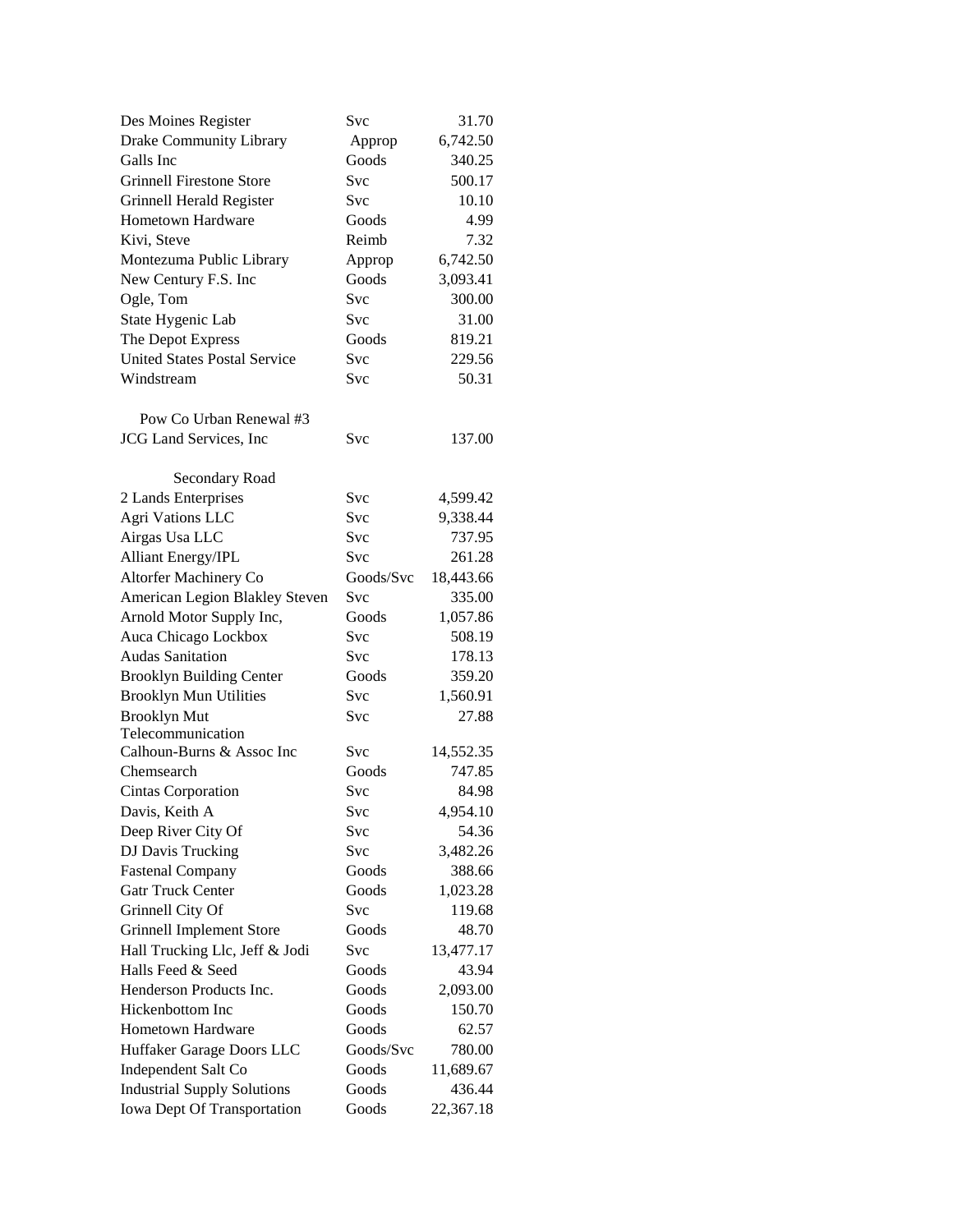| | | |
|---|---|---|
| Des Moines Register | Svc | 31.70 |
| Drake Community Library | Approp | 6,742.50 |
| Galls Inc | Goods | 340.25 |
| Grinnell Firestone Store | Svc | 500.17 |
| Grinnell Herald Register | Svc | 10.10 |
| Hometown Hardware | Goods | 4.99 |
| Kivi, Steve | Reimb | 7.32 |
| Montezuma Public Library | Approp | 6,742.50 |
| New Century F.S. Inc | Goods | 3,093.41 |
| Ogle, Tom | Svc | 300.00 |
| State Hygenic Lab | Svc | 31.00 |
| The Depot Express | Goods | 819.21 |
| United States Postal Service | Svc | 229.56 |
| Windstream | Svc | 50.31 |
| | | |
| **Pow Co Urban Renewal #3** | | |
| JCG Land Services, Inc | Svc | 137.00 |
| | | |
| **Secondary Road** | | |
| 2 Lands Enterprises | Svc | 4,599.42 |
| Agri Vations LLC | Svc | 9,338.44 |
| Airgas Usa LLC | Svc | 737.95 |
| Alliant Energy/IPL | Svc | 261.28 |
| Altorfer Machinery Co | Goods/Svc | 18,443.66 |
| American Legion Blakley Steven | Svc | 335.00 |
| Arnold Motor Supply Inc, | Goods | 1,057.86 |
| Auca Chicago Lockbox | Svc | 508.19 |
| Audas Sanitation | Svc | 178.13 |
| Brooklyn Building Center | Goods | 359.20 |
| Brooklyn Mun Utilities | Svc | 1,560.91 |
| Brooklyn Mut Telecommunication | Svc | 27.88 |
| Calhoun-Burns & Assoc Inc | Svc | 14,552.35 |
| Chemsearch | Goods | 747.85 |
| Cintas Corporation | Svc | 84.98 |
| Davis, Keith A | Svc | 4,954.10 |
| Deep River City Of | Svc | 54.36 |
| DJ Davis Trucking | Svc | 3,482.26 |
| Fastenal Company | Goods | 388.66 |
| Gatr Truck Center | Goods | 1,023.28 |
| Grinnell City Of | Svc | 119.68 |
| Grinnell Implement Store | Goods | 48.70 |
| Hall Trucking Llc, Jeff & Jodi | Svc | 13,477.17 |
| Halls Feed & Seed | Goods | 43.94 |
| Henderson Products Inc. | Goods | 2,093.00 |
| Hickenbottom Inc | Goods | 150.70 |
| Hometown Hardware | Goods | 62.57 |
| Huffaker Garage Doors LLC | Goods/Svc | 780.00 |
| Independent Salt Co | Goods | 11,689.67 |
| Industrial Supply Solutions | Goods | 436.44 |
| Iowa Dept Of Transportation | Goods | 22,367.18 |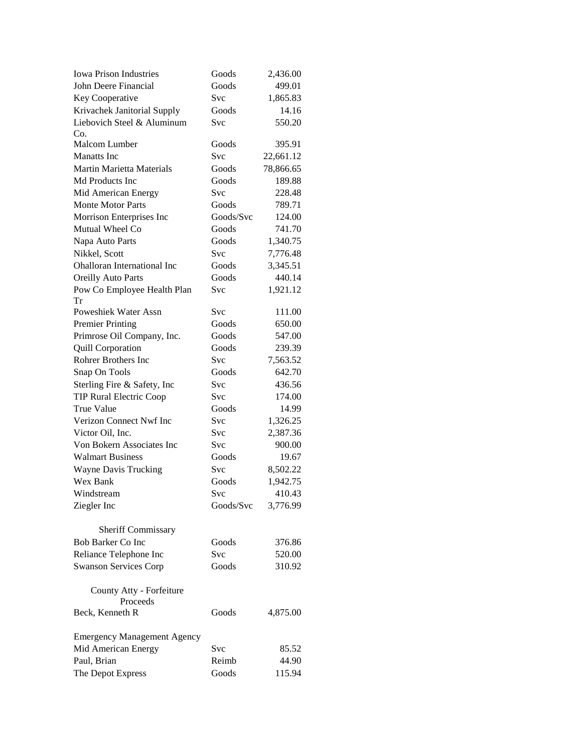| | | |
|---|---|---|
| Iowa Prison Industries | Goods | 2,436.00 |
| John Deere Financial | Goods | 499.01 |
| Key Cooperative | Svc | 1,865.83 |
| Krivachek Janitorial Supply | Goods | 14.16 |
| Liebovich Steel & Aluminum Co. | Svc | 550.20 |
| Malcom Lumber | Goods | 395.91 |
| Manatts Inc | Svc | 22,661.12 |
| Martin Marietta Materials | Goods | 78,866.65 |
| Md Products Inc | Goods | 189.88 |
| Mid American Energy | Svc | 228.48 |
| Monte Motor Parts | Goods | 789.71 |
| Morrison Enterprises Inc | Goods/Svc | 124.00 |
| Mutual Wheel Co | Goods | 741.70 |
| Napa Auto Parts | Goods | 1,340.75 |
| Nikkel, Scott | Svc | 7,776.48 |
| Ohalloran International Inc | Goods | 3,345.51 |
| Oreilly Auto Parts | Goods | 440.14 |
| Pow Co Employee Health Plan Tr | Svc | 1,921.12 |
| Poweshiek Water Assn | Svc | 111.00 |
| Premier Printing | Goods | 650.00 |
| Primrose Oil Company, Inc. | Goods | 547.00 |
| Quill Corporation | Goods | 239.39 |
| Rohrer Brothers Inc | Svc | 7,563.52 |
| Snap On Tools | Goods | 642.70 |
| Sterling Fire & Safety, Inc | Svc | 436.56 |
| TIP Rural Electric Coop | Svc | 174.00 |
| True Value | Goods | 14.99 |
| Verizon Connect Nwf Inc | Svc | 1,326.25 |
| Victor Oil, Inc. | Svc | 2,387.36 |
| Von Bokern Associates Inc | Svc | 900.00 |
| Walmart Business | Goods | 19.67 |
| Wayne Davis Trucking | Svc | 8,502.22 |
| Wex Bank | Goods | 1,942.75 |
| Windstream | Svc | 410.43 |
| Ziegler Inc | Goods/Svc | 3,776.99 |
| | | |
| **Sheriff Commissary** | | |
| Bob Barker Co Inc | Goods | 376.86 |
| Reliance Telephone Inc | Svc | 520.00 |
| Swanson Services Corp | Goods | 310.92 |
| | | |
| **County Atty - Forfeiture Proceeds** | | |
| Beck, Kenneth R | Goods | 4,875.00 |
| | | |
| **Emergency Management Agency** | | |
| Mid American Energy | Svc | 85.52 |
| Paul, Brian | Reimb | 44.90 |
| The Depot Express | Goods | 115.94 |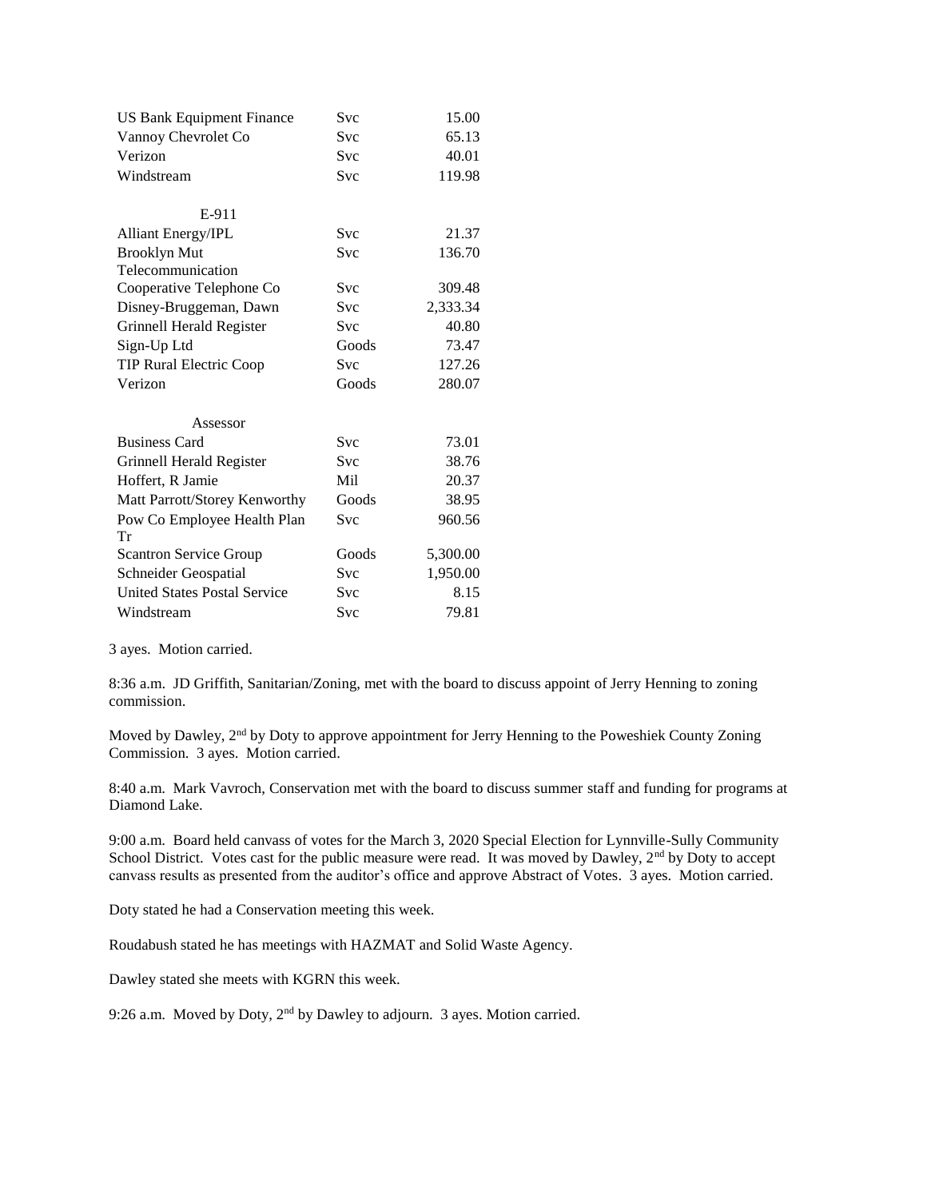| | | |
|---|---|---|
| US Bank Equipment Finance | Svc | 15.00 |
| Vannoy Chevrolet Co | Svc | 65.13 |
| Verizon | Svc | 40.01 |
| Windstream | Svc | 119.98 |
| | | |
| E-911 | | |
| Alliant Energy/IPL | Svc | 21.37 |
| Brooklyn Mut Telecommunication | Svc | 136.70 |
| Cooperative Telephone Co | Svc | 309.48 |
| Disney-Bruggeman, Dawn | Svc | 2,333.34 |
| Grinnell Herald Register | Svc | 40.80 |
| Sign-Up Ltd | Goods | 73.47 |
| TIP Rural Electric Coop | Svc | 127.26 |
| Verizon | Goods | 280.07 |
| | | |
| Assessor | | |
| Business Card | Svc | 73.01 |
| Grinnell Herald Register | Svc | 38.76 |
| Hoffert, R Jamie | Mil | 20.37 |
| Matt Parrott/Storey Kenworthy | Goods | 38.95 |
| Pow Co Employee Health Plan Tr | Svc | 960.56 |
| Scantron Service Group | Goods | 5,300.00 |
| Schneider Geospatial | Svc | 1,950.00 |
| United States Postal Service | Svc | 8.15 |
| Windstream | Svc | 79.81 |

3 ayes. Motion carried.

8:36 a.m. JD Griffith, Sanitarian/Zoning, met with the board to discuss appoint of Jerry Henning to zoning commission.

Moved by Dawley, 2nd by Doty to approve appointment for Jerry Henning to the Poweshiek County Zoning Commission. 3 ayes. Motion carried.

8:40 a.m. Mark Vavroch, Conservation met with the board to discuss summer staff and funding for programs at Diamond Lake.

9:00 a.m. Board held canvass of votes for the March 3, 2020 Special Election for Lynnville-Sully Community School District. Votes cast for the public measure were read. It was moved by Dawley, 2nd by Doty to accept canvass results as presented from the auditor's office and approve Abstract of Votes. 3 ayes. Motion carried.

Doty stated he had a Conservation meeting this week.

Roudabush stated he has meetings with HAZMAT and Solid Waste Agency.

Dawley stated she meets with KGRN this week.

9:26 a.m. Moved by Doty, 2nd by Dawley to adjourn. 3 ayes. Motion carried.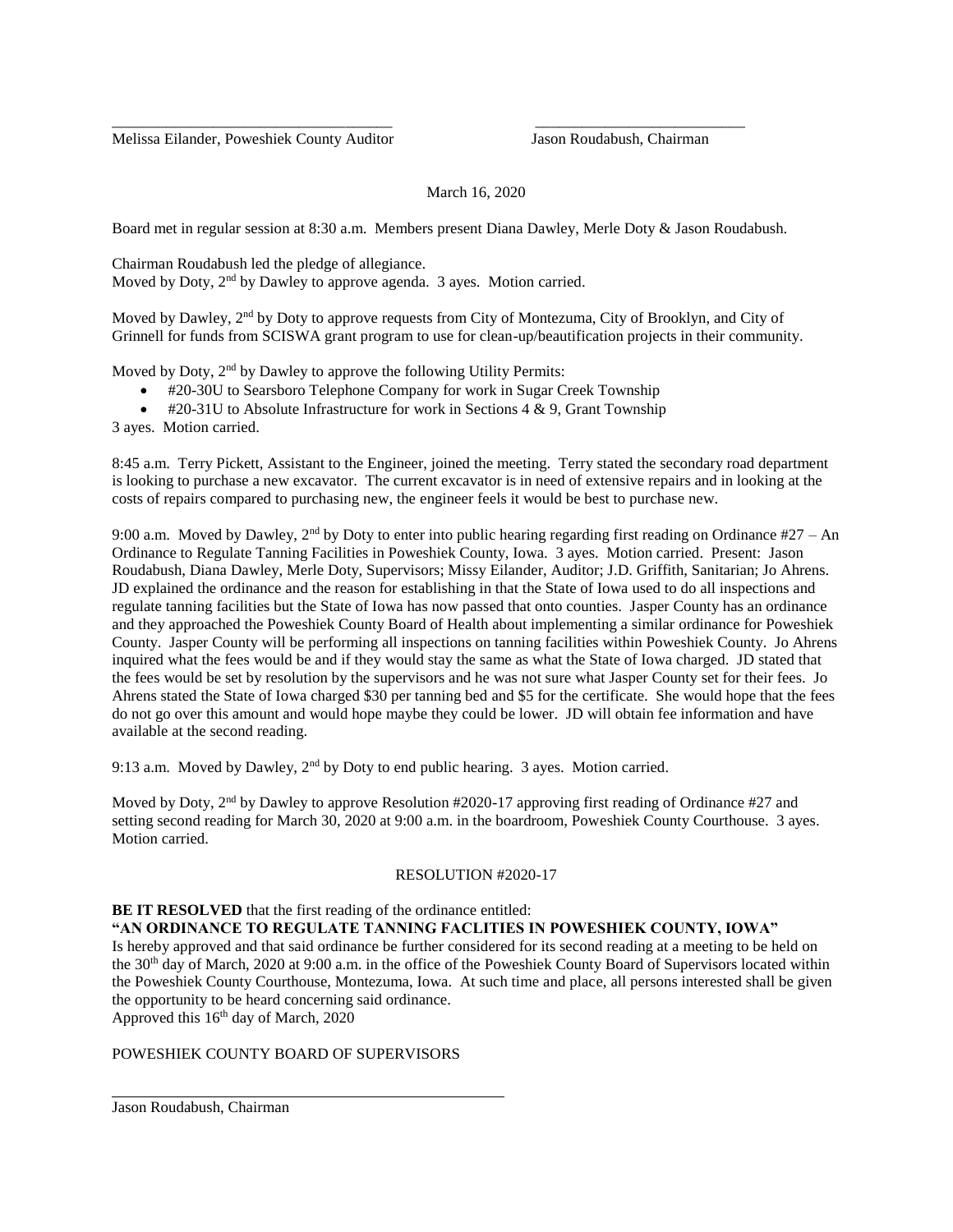\_\_\_\_\_\_\_\_\_\_\_\_\_\_\_\_\_\_\_\_\_\_\_\_\_\_\_\_\_\_\_\_\_\_\_\_ \_\_\_\_\_\_\_\_\_\_\_\_\_\_\_\_\_\_\_\_\_\_\_\_\_\_\_

Melissa Eilander, Poweshiek County Auditor Jason Roudabush, Chairman

March 16, 2020

Board met in regular session at 8:30 a.m. Members present Diana Dawley, Merle Doty & Jason Roudabush.

Chairman Roudabush led the pledge of allegiance.
Moved by Doty, 2nd by Dawley to approve agenda. 3 ayes. Motion carried.

Moved by Dawley, 2nd by Doty to approve requests from City of Montezuma, City of Brooklyn, and City of Grinnell for funds from SCISWA grant program to use for clean-up/beautification projects in their community.

Moved by Doty, 2nd by Dawley to approve the following Utility Permits:

- #20-30U to Searsboro Telephone Company for work in Sugar Creek Township
- #20-31U to Absolute Infrastructure for work in Sections 4 & 9, Grant Township

3 ayes. Motion carried.

8:45 a.m. Terry Pickett, Assistant to the Engineer, joined the meeting. Terry stated the secondary road department is looking to purchase a new excavator. The current excavator is in need of extensive repairs and in looking at the costs of repairs compared to purchasing new, the engineer feels it would be best to purchase new.

9:00 a.m. Moved by Dawley, 2nd by Doty to enter into public hearing regarding first reading on Ordinance #27 – An Ordinance to Regulate Tanning Facilities in Poweshiek County, Iowa. 3 ayes. Motion carried. Present: Jason Roudabush, Diana Dawley, Merle Doty, Supervisors; Missy Eilander, Auditor; J.D. Griffith, Sanitarian; Jo Ahrens. JD explained the ordinance and the reason for establishing in that the State of Iowa used to do all inspections and regulate tanning facilities but the State of Iowa has now passed that onto counties. Jasper County has an ordinance and they approached the Poweshiek County Board of Health about implementing a similar ordinance for Poweshiek County. Jasper County will be performing all inspections on tanning facilities within Poweshiek County. Jo Ahrens inquired what the fees would be and if they would stay the same as what the State of Iowa charged. JD stated that the fees would be set by resolution by the supervisors and he was not sure what Jasper County set for their fees. Jo Ahrens stated the State of Iowa charged $30 per tanning bed and $5 for the certificate. She would hope that the fees do not go over this amount and would hope maybe they could be lower. JD will obtain fee information and have available at the second reading.

9:13 a.m. Moved by Dawley, 2nd by Doty to end public hearing. 3 ayes. Motion carried.

Moved by Doty, 2nd by Dawley to approve Resolution #2020-17 approving first reading of Ordinance #27 and setting second reading for March 30, 2020 at 9:00 a.m. in the boardroom, Poweshiek County Courthouse. 3 ayes. Motion carried.

RESOLUTION #2020-17

**BE IT RESOLVED** that the first reading of the ordinance entitled:
**"AN ORDINANCE TO REGULATE TANNING FACLITIES IN POWESHIEK COUNTY, IOWA"**
Is hereby approved and that said ordinance be further considered for its second reading at a meeting to be held on the 30th day of March, 2020 at 9:00 a.m. in the office of the Poweshiek County Board of Supervisors located within the Poweshiek County Courthouse, Montezuma, Iowa. At such time and place, all persons interested shall be given the opportunity to be heard concerning said ordinance.
Approved this 16th day of March, 2020

POWESHIEK COUNTY BOARD OF SUPERVISORS

\_\_\_\_\_\_\_\_\_\_\_\_\_\_\_\_\_\_\_\_\_\_\_\_\_\_\_\_\_\_\_\_\_\_\_\_\_\_\_\_\_\_\_\_\_\_\_\_

Jason Roudabush, Chairman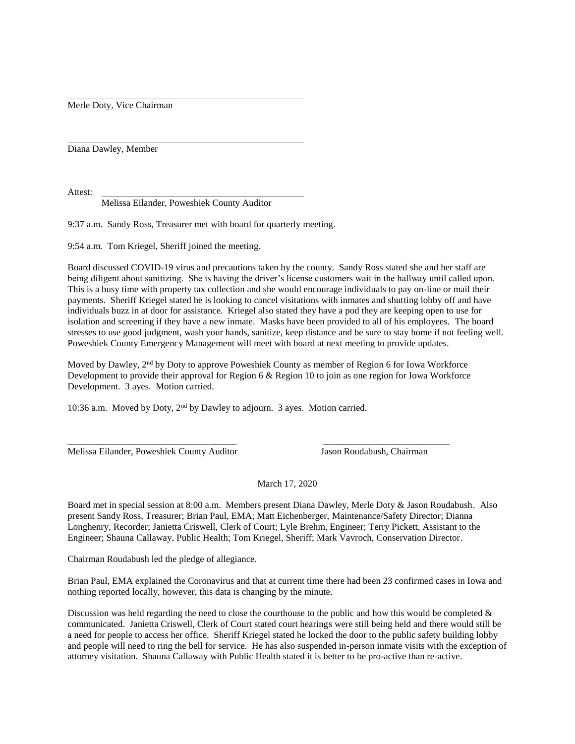Merle Doty, Vice Chairman

Diana Dawley, Member

Attest:
Melissa Eilander, Poweshiek County Auditor

9:37 a.m. Sandy Ross, Treasurer met with board for quarterly meeting.

9:54 a.m. Tom Kriegel, Sheriff joined the meeting.

Board discussed COVID-19 virus and precautions taken by the county. Sandy Ross stated she and her staff are being diligent about sanitizing. She is having the driver's license customers wait in the hallway until called upon. This is a busy time with property tax collection and she would encourage individuals to pay on-line or mail their payments. Sheriff Kriegel stated he is looking to cancel visitations with inmates and shutting lobby off and have individuals buzz in at door for assistance. Kriegel also stated they have a pod they are keeping open to use for isolation and screening if they have a new inmate. Masks have been provided to all of his employees. The board stresses to use good judgment, wash your hands, sanitize, keep distance and be sure to stay home if not feeling well. Poweshiek County Emergency Management will meet with board at next meeting to provide updates.

Moved by Dawley, 2nd by Doty to approve Poweshiek County as member of Region 6 for Iowa Workforce Development to provide their approval for Region 6 & Region 10 to join as one region for Iowa Workforce Development. 3 ayes. Motion carried.

10:36 a.m. Moved by Doty, 2nd by Dawley to adjourn. 3 ayes. Motion carried.

Melissa Eilander, Poweshiek County Auditor — Jason Roudabush, Chairman

March 17, 2020

Board met in special session at 8:00 a.m. Members present Diana Dawley, Merle Doty & Jason Roudabush. Also present Sandy Ross, Treasurer; Brian Paul, EMA; Matt Eichenberger, Maintenance/Safety Director; Dianna Longhenry, Recorder; Janietta Criswell, Clerk of Court; Lyle Brehm, Engineer; Terry Pickett, Assistant to the Engineer; Shauna Callaway, Public Health; Tom Kriegel, Sheriff; Mark Vavroch, Conservation Director.

Chairman Roudabush led the pledge of allegiance.

Brian Paul, EMA explained the Coronavirus and that at current time there had been 23 confirmed cases in Iowa and nothing reported locally, however, this data is changing by the minute.

Discussion was held regarding the need to close the courthouse to the public and how this would be completed & communicated. Janietta Criswell, Clerk of Court stated court hearings were still being held and there would still be a need for people to access her office. Sheriff Kriegel stated he locked the door to the public safety building lobby and people will need to ring the bell for service. He has also suspended in-person inmate visits with the exception of attorney visitation. Shauna Callaway with Public Health stated it is better to be pro-active than re-active.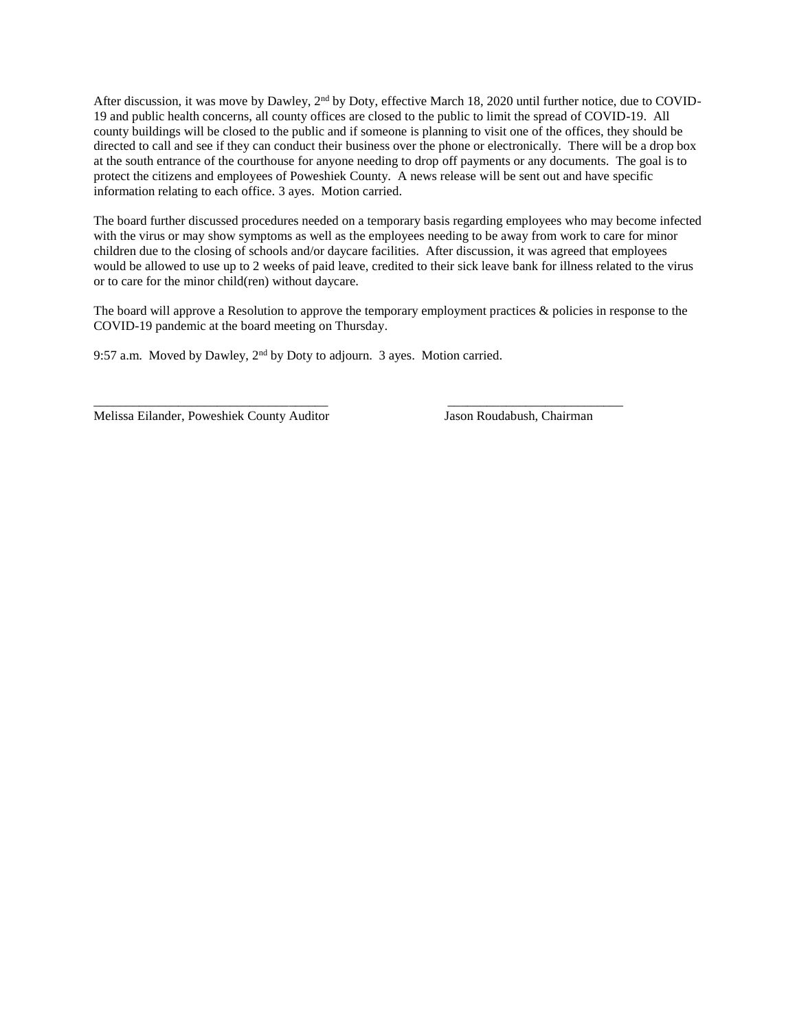After discussion, it was move by Dawley, 2nd by Doty, effective March 18, 2020 until further notice, due to COVID-19 and public health concerns, all county offices are closed to the public to limit the spread of COVID-19. All county buildings will be closed to the public and if someone is planning to visit one of the offices, they should be directed to call and see if they can conduct their business over the phone or electronically. There will be a drop box at the south entrance of the courthouse for anyone needing to drop off payments or any documents. The goal is to protect the citizens and employees of Poweshiek County. A news release will be sent out and have specific information relating to each office. 3 ayes. Motion carried.

The board further discussed procedures needed on a temporary basis regarding employees who may become infected with the virus or may show symptoms as well as the employees needing to be away from work to care for minor children due to the closing of schools and/or daycare facilities. After discussion, it was agreed that employees would be allowed to use up to 2 weeks of paid leave, credited to their sick leave bank for illness related to the virus or to care for the minor child(ren) without daycare.

The board will approve a Resolution to approve the temporary employment practices & policies in response to the COVID-19 pandemic at the board meeting on Thursday.

9:57 a.m. Moved by Dawley, 2nd by Doty to adjourn. 3 ayes. Motion carried.

_____________________________________ ___________________________

Melissa Eilander, Poweshiek County Auditor Jason Roudabush, Chairman